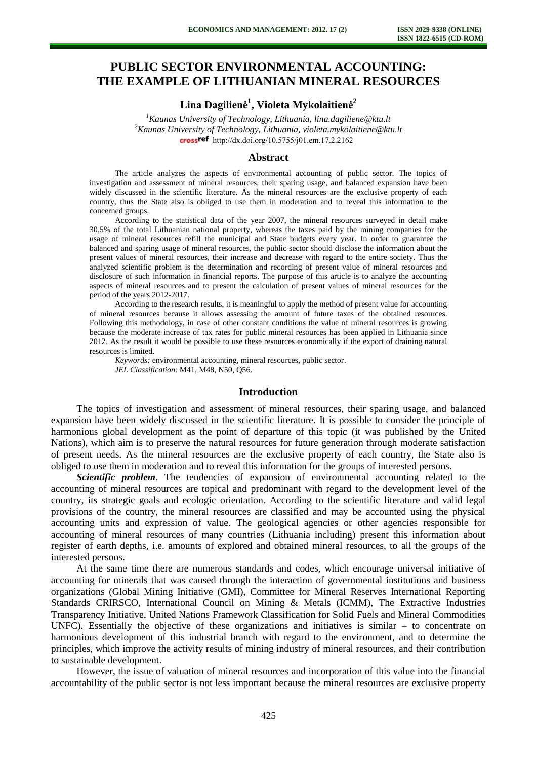# PUBLIC SECTOR ENVIRONMENTAL ACCOUNTING: THE EXAMPLE OF LITHUANIAN MINERAL RESOURCES

**Lina Dagilienė[1], Violeta Mykolaitienė[2]**

*[1]Kaunas University of Technology, Lithuania, lina.dagiliene@ktu.lt*
*[2]Kaunas University of Technology, Lithuania, violeta.mykolaitiene@ktu.lt*
http://dx.doi.org/10.5755/j01.em.17.2.2162

## Abstract

The article analyzes the aspects of environmental accounting of public sector. The topics of investigation and assessment of mineral resources, their sparing usage, and balanced expansion have been widely discussed in the scientific literature. As the mineral resources are the exclusive property of each country, thus the State also is obliged to use them in moderation and to reveal this information to the concerned groups.

According to the statistical data of the year 2007, the mineral resources surveyed in detail make 30,5% of the total Lithuanian national property, whereas the taxes paid by the mining companies for the usage of mineral resources refill the municipal and State budgets every year. In order to guarantee the balanced and sparing usage of mineral resources, the public sector should disclose the information about the present values of mineral resources, their increase and decrease with regard to the entire society. Thus the analyzed scientific problem is the determination and recording of present value of mineral resources and disclosure of such information in financial reports. The purpose of this article is to analyze the accounting aspects of mineral resources and to present the calculation of present values of mineral resources for the period of the years 2012-2017.

According to the research results, it is meaningful to apply the method of present value for accounting of mineral resources because it allows assessing the amount of future taxes of the obtained resources. Following this methodology, in case of other constant conditions the value of mineral resources is growing because the moderate increase of tax rates for public mineral resources has been applied in Lithuania since 2012. As the result it would be possible to use these resources economically if the export of draining natural resources is limited.

*Keywords:* environmental accounting, mineral resources, public sector.
*JEL Classification*: M41, M48, N50, Q56.

## Introduction

The topics of investigation and assessment of mineral resources, their sparing usage, and balanced expansion have been widely discussed in the scientific literature. It is possible to consider the principle of harmonious global development as the point of departure of this topic (it was published by the United Nations), which aim is to preserve the natural resources for future generation through moderate satisfaction of present needs. As the mineral resources are the exclusive property of each country, the State also is obliged to use them in moderation and to reveal this information for the groups of interested persons.

***Scientific problem***. The tendencies of expansion of environmental accounting related to the accounting of mineral resources are topical and predominant with regard to the development level of the country, its strategic goals and ecologic orientation. According to the scientific literature and valid legal provisions of the country, the mineral resources are classified and may be accounted using the physical accounting units and expression of value. The geological agencies or other agencies responsible for accounting of mineral resources of many countries (Lithuania including) present this information about register of earth depths, i.e. amounts of explored and obtained mineral resources, to all the groups of the interested persons.

At the same time there are numerous standards and codes, which encourage universal initiative of accounting for minerals that was caused through the interaction of governmental institutions and business organizations (Global Mining Initiative (GMI), Committee for Mineral Reserves International Reporting Standards CRIRSCO, International Council on Mining & Metals (ICMM), The Extractive Industries Transparency Initiative, United Nations Framework Classification for Solid Fuels and Mineral Commodities UNFC). Essentially the objective of these organizations and initiatives is similar – to concentrate on harmonious development of this industrial branch with regard to the environment, and to determine the principles, which improve the activity results of mining industry of mineral resources, and their contribution to sustainable development.

However, the issue of valuation of mineral resources and incorporation of this value into the financial accountability of the public sector is not less important because the mineral resources are exclusive property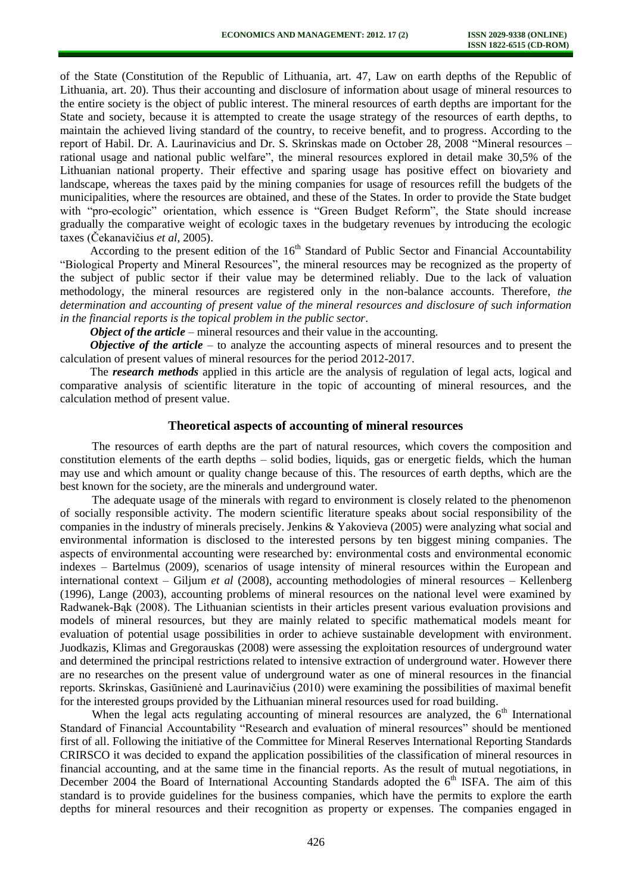of the State (Constitution of the Republic of Lithuania, art. 47, Law on earth depths of the Republic of Lithuania, art. 20). Thus their accounting and disclosure of information about usage of mineral resources to the entire society is the object of public interest. The mineral resources of earth depths are important for the State and society, because it is attempted to create the usage strategy of the resources of earth depths, to maintain the achieved living standard of the country, to receive benefit, and to progress. According to the report of Habil. Dr. A. Laurinavicius and Dr. S. Skrinskas made on October 28, 2008 "Mineral resources – rational usage and national public welfare", the mineral resources explored in detail make 30,5% of the Lithuanian national property. Their effective and sparing usage has positive effect on biovariety and landscape, whereas the taxes paid by the mining companies for usage of resources refill the budgets of the municipalities, where the resources are obtained, and these of the States. In order to provide the State budget with "pro-ecologic" orientation, which essence is "Green Budget Reform", the State should increase gradually the comparative weight of ecologic taxes in the budgetary revenues by introducing the ecologic taxes (Čekanavičius *et al*, 2005).

According to the present edition of the 16th Standard of Public Sector and Financial Accountability "Biological Property and Mineral Resources", the mineral resources may be recognized as the property of the subject of public sector if their value may be determined reliably. Due to the lack of valuation methodology, the mineral resources are registered only in the non-balance accounts. Therefore, *the determination and accounting of present value of the mineral resources and disclosure of such information in the financial reports is the topical problem in the public sector*.

***Object of the article*** – mineral resources and their value in the accounting.

***Objective of the article*** – to analyze the accounting aspects of mineral resources and to present the calculation of present values of mineral resources for the period 2012-2017.

The ***research methods*** applied in this article are the analysis of regulation of legal acts, logical and comparative analysis of scientific literature in the topic of accounting of mineral resources, and the calculation method of present value.

## Theoretical aspects of accounting of mineral resources

The resources of earth depths are the part of natural resources, which covers the composition and constitution elements of the earth depths – solid bodies, liquids, gas or energetic fields, which the human may use and which amount or quality change because of this. The resources of earth depths, which are the best known for the society, are the minerals and underground water.

The adequate usage of the minerals with regard to environment is closely related to the phenomenon of socially responsible activity. The modern scientific literature speaks about social responsibility of the companies in the industry of minerals precisely. Jenkins & Yakovieva (2005) were analyzing what social and environmental information is disclosed to the interested persons by ten biggest mining companies. The aspects of environmental accounting were researched by: environmental costs and environmental economic indexes – Bartelmus (2009), scenarios of usage intensity of mineral resources within the European and international context – Giljum *et al* (2008), accounting methodologies of mineral resources – Kellenberg (1996), Lange (2003), accounting problems of mineral resources on the national level were examined by Radwanek-Bąk (2008). The Lithuanian scientists in their articles present various evaluation provisions and models of mineral resources, but they are mainly related to specific mathematical models meant for evaluation of potential usage possibilities in order to achieve sustainable development with environment. Juodkazis, Klimas and Gregorauskas (2008) were assessing the exploitation resources of underground water and determined the principal restrictions related to intensive extraction of underground water. However there are no researches on the present value of underground water as one of mineral resources in the financial reports. Skrinskas, Gasiūnienė and Laurinavičius (2010) were examining the possibilities of maximal benefit for the interested groups provided by the Lithuanian mineral resources used for road building.

When the legal acts regulating accounting of mineral resources are analyzed, the 6th International Standard of Financial Accountability "Research and evaluation of mineral resources" should be mentioned first of all. Following the initiative of the Committee for Mineral Reserves International Reporting Standards CRIRSCO it was decided to expand the application possibilities of the classification of mineral resources in financial accounting, and at the same time in the financial reports. As the result of mutual negotiations, in December 2004 the Board of International Accounting Standards adopted the 6th ISFA. The aim of this standard is to provide guidelines for the business companies, which have the permits to explore the earth depths for mineral resources and their recognition as property or expenses. The companies engaged in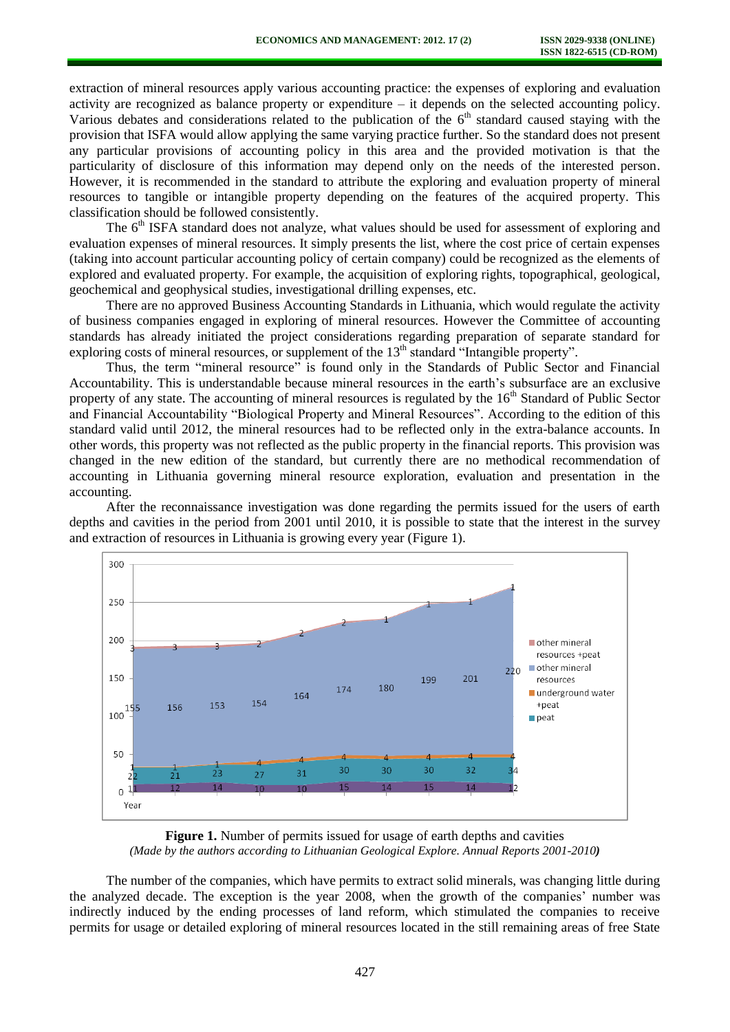extraction of mineral resources apply various accounting practice: the expenses of exploring and evaluation activity are recognized as balance property or expenditure – it depends on the selected accounting policy. Various debates and considerations related to the publication of the 6th standard caused staying with the provision that ISFA would allow applying the same varying practice further. So the standard does not present any particular provisions of accounting policy in this area and the provided motivation is that the particularity of disclosure of this information may depend only on the needs of the interested person. However, it is recommended in the standard to attribute the exploring and evaluation property of mineral resources to tangible or intangible property depending on the features of the acquired property. This classification should be followed consistently.

The 6th ISFA standard does not analyze, what values should be used for assessment of exploring and evaluation expenses of mineral resources. It simply presents the list, where the cost price of certain expenses (taking into account particular accounting policy of certain company) could be recognized as the elements of explored and evaluated property. For example, the acquisition of exploring rights, topographical, geological, geochemical and geophysical studies, investigational drilling expenses, etc.

There are no approved Business Accounting Standards in Lithuania, which would regulate the activity of business companies engaged in exploring of mineral resources. However the Committee of accounting standards has already initiated the project considerations regarding preparation of separate standard for exploring costs of mineral resources, or supplement of the 13th standard "Intangible property".

Thus, the term "mineral resource" is found only in the Standards of Public Sector and Financial Accountability. This is understandable because mineral resources in the earth's subsurface are an exclusive property of any state. The accounting of mineral resources is regulated by the 16th Standard of Public Sector and Financial Accountability "Biological Property and Mineral Resources". According to the edition of this standard valid until 2012, the mineral resources had to be reflected only in the extra-balance accounts. In other words, this property was not reflected as the public property in the financial reports. This provision was changed in the new edition of the standard, but currently there are no methodical recommendation of accounting in Lithuania governing mineral resource exploration, evaluation and presentation in the accounting.

After the reconnaissance investigation was done regarding the permits issued for the users of earth depths and cavities in the period from 2001 until 2010, it is possible to state that the interest in the survey and extraction of resources in Lithuania is growing every year (Figure 1).

**Figure 1.** Number of permits issued for usage of earth depths and cavities
*(Made by the authors according to Lithuanian Geological Explore. Annual Reports 2001-2010)*

The number of the companies, which have permits to extract solid minerals, was changing little during the analyzed decade. The exception is the year 2008, when the growth of the companies' number was indirectly induced by the ending processes of land reform, which stimulated the companies to receive permits for usage or detailed exploring of mineral resources located in the still remaining areas of free State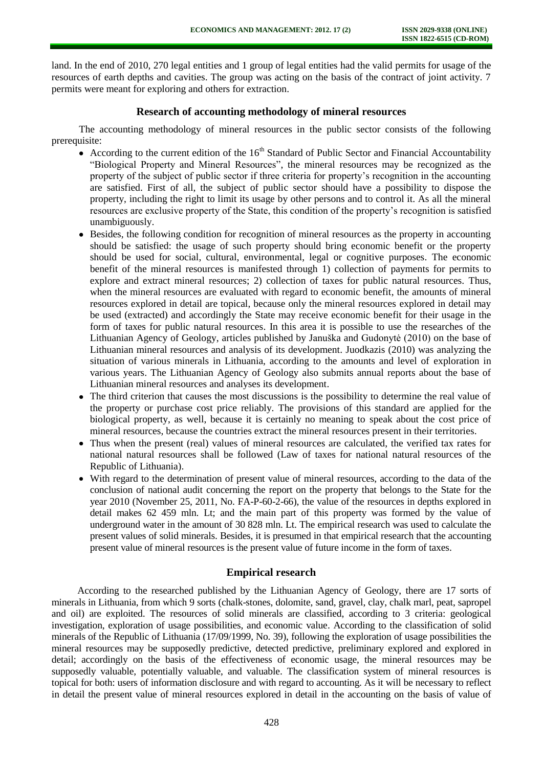land. In the end of 2010, 270 legal entities and 1 group of legal entities had the valid permits for usage of the resources of earth depths and cavities. The group was acting on the basis of the contract of joint activity. 7 permits were meant for exploring and others for extraction.

## Research of accounting methodology of mineral resources

The accounting methodology of mineral resources in the public sector consists of the following prerequisite:

- According to the current edition of the 16th Standard of Public Sector and Financial Accountability "Biological Property and Mineral Resources", the mineral resources may be recognized as the property of the subject of public sector if three criteria for property's recognition in the accounting are satisfied. First of all, the subject of public sector should have a possibility to dispose the property, including the right to limit its usage by other persons and to control it. As all the mineral resources are exclusive property of the State, this condition of the property's recognition is satisfied unambiguously.
- Besides, the following condition for recognition of mineral resources as the property in accounting should be satisfied: the usage of such property should bring economic benefit or the property should be used for social, cultural, environmental, legal or cognitive purposes. The economic benefit of the mineral resources is manifested through 1) collection of payments for permits to explore and extract mineral resources; 2) collection of taxes for public natural resources. Thus, when the mineral resources are evaluated with regard to economic benefit, the amounts of mineral resources explored in detail are topical, because only the mineral resources explored in detail may be used (extracted) and accordingly the State may receive economic benefit for their usage in the form of taxes for public natural resources. In this area it is possible to use the researches of the Lithuanian Agency of Geology, articles published by Januška and Gudonytė (2010) on the base of Lithuanian mineral resources and analysis of its development. Juodkazis (2010) was analyzing the situation of various minerals in Lithuania, according to the amounts and level of exploration in various years. The Lithuanian Agency of Geology also submits annual reports about the base of Lithuanian mineral resources and analyses its development.
- The third criterion that causes the most discussions is the possibility to determine the real value of the property or purchase cost price reliably. The provisions of this standard are applied for the biological property, as well, because it is certainly no meaning to speak about the cost price of mineral resources, because the countries extract the mineral resources present in their territories.
- Thus when the present (real) values of mineral resources are calculated, the verified tax rates for national natural resources shall be followed (Law of taxes for national natural resources of the Republic of Lithuania).
- With regard to the determination of present value of mineral resources, according to the data of the conclusion of national audit concerning the report on the property that belongs to the State for the year 2010 (November 25, 2011, No. FA-P-60-2-66), the value of the resources in depths explored in detail makes 62 459 mln. Lt; and the main part of this property was formed by the value of underground water in the amount of 30 828 mln. Lt. The empirical research was used to calculate the present values of solid minerals. Besides, it is presumed in that empirical research that the accounting present value of mineral resources is the present value of future income in the form of taxes.

## Empirical research

According to the researched published by the Lithuanian Agency of Geology, there are 17 sorts of minerals in Lithuania, from which 9 sorts (chalk-stones, dolomite, sand, gravel, clay, chalk marl, peat, sapropel and oil) are exploited. The resources of solid minerals are classified, according to 3 criteria: geological investigation, exploration of usage possibilities, and economic value. According to the classification of solid minerals of the Republic of Lithuania (17/09/1999, No. 39), following the exploration of usage possibilities the mineral resources may be supposedly predictive, detected predictive, preliminary explored and explored in detail; accordingly on the basis of the effectiveness of economic usage, the mineral resources may be supposedly valuable, potentially valuable, and valuable. The classification system of mineral resources is topical for both: users of information disclosure and with regard to accounting. As it will be necessary to reflect in detail the present value of mineral resources explored in detail in the accounting on the basis of value of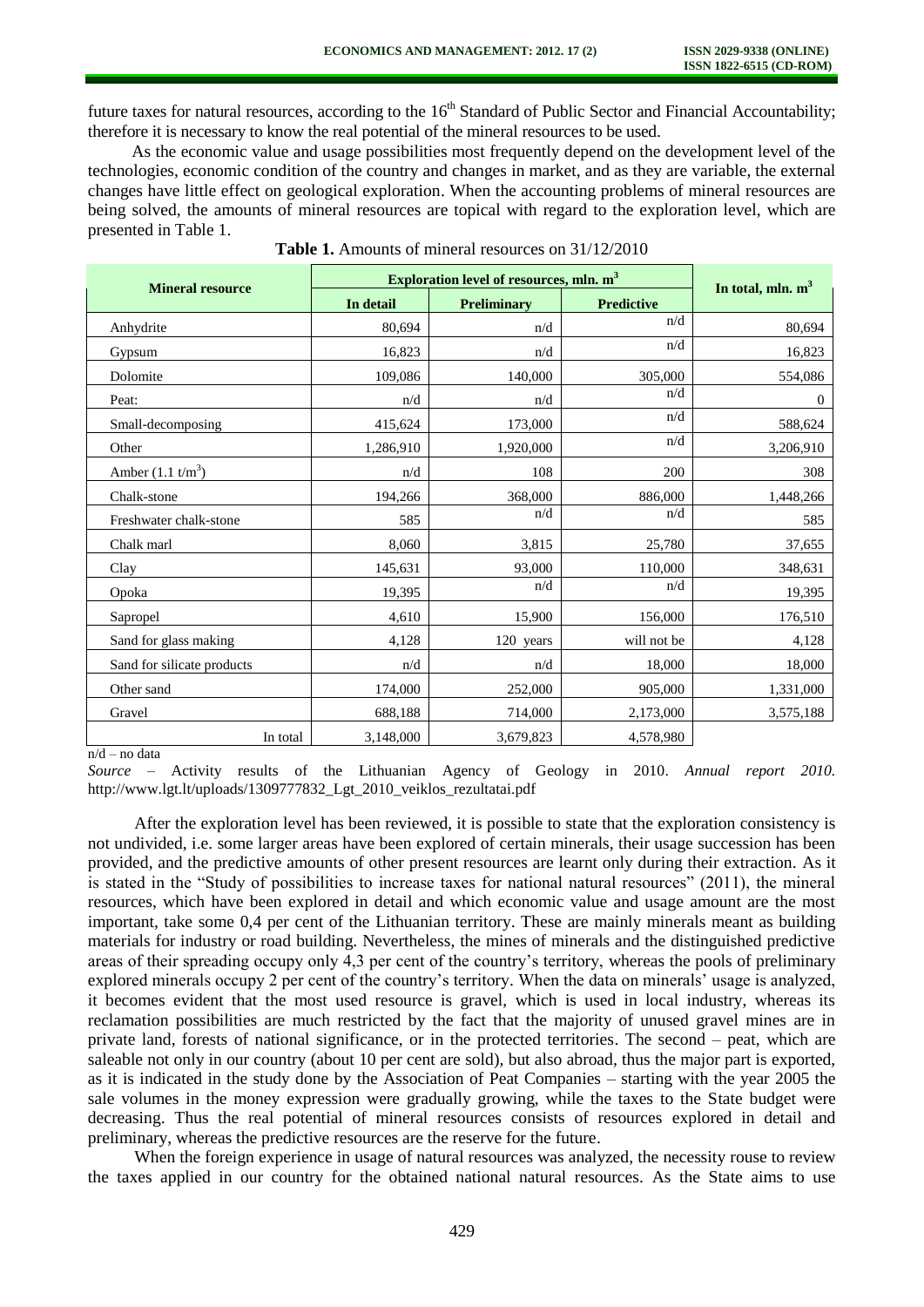future taxes for natural resources, according to the 16th Standard of Public Sector and Financial Accountability; therefore it is necessary to know the real potential of the mineral resources to be used.

As the economic value and usage possibilities most frequently depend on the development level of the technologies, economic condition of the country and changes in market, and as they are variable, the external changes have little effect on geological exploration. When the accounting problems of mineral resources are being solved, the amounts of mineral resources are topical with regard to the exploration level, which are presented in Table 1.

**Table 1.** Amounts of mineral resources on 31/12/2010

| Mineral resource | Exploration level of resources, mln. $m^3$ | | | In total, mln. $m^3$ |
|---|---|---|---|---|
| | In detail | Preliminary | Predictive | |
| Anhydrite | 80,694 | n/d | n/d | 80,694 |
| Gypsum | 16,823 | n/d | n/d | 16,823 |
| Dolomite | 109,086 | 140,000 | 305,000 | 554,086 |
| Peat: | n/d | n/d | n/d | 0 |
| Small-decomposing | 415,624 | 173,000 | n/d | 588,624 |
| Other | 1,286,910 | 1,920,000 | n/d | 3,206,910 |
| Amber (1.1 $t/m^3$) | n/d | 108 | 200 | 308 |
| Chalk-stone | 194,266 | 368,000 | 886,000 | 1,448,266 |
| Freshwater chalk-stone | 585 | n/d | n/d | 585 |
| Chalk marl | 8,060 | 3,815 | 25,780 | 37,655 |
| Clay | 145,631 | 93,000 | 110,000 | 348,631 |
| Opoka | 19,395 | n/d | n/d | 19,395 |
| Sapropel | 4,610 | 15,900 | 156,000 | 176,510 |
| Sand for glass making | 4,128 | 120 years | will not be | 4,128 |
| Sand for silicate products | n/d | n/d | 18,000 | 18,000 |
| Other sand | 174,000 | 252,000 | 905,000 | 1,331,000 |
| Gravel | 688,188 | 714,000 | 2,173,000 | 3,575,188 |
| In total | 3,148,000 | 3,679,823 | 4,578,980 | |

n/d – no data

*Source* – Activity results of the Lithuanian Agency of Geology in 2010. *Annual report 2010.* http://www.lgt.lt/uploads/1309777832_Lgt_2010_veiklos_rezultatai.pdf

After the exploration level has been reviewed, it is possible to state that the exploration consistency is not undivided, i.e. some larger areas have been explored of certain minerals, their usage succession has been provided, and the predictive amounts of other present resources are learnt only during their extraction. As it is stated in the "Study of possibilities to increase taxes for national natural resources" (2011), the mineral resources, which have been explored in detail and which economic value and usage amount are the most important, take some 0,4 per cent of the Lithuanian territory. These are mainly minerals meant as building materials for industry or road building. Nevertheless, the mines of minerals and the distinguished predictive areas of their spreading occupy only 4,3 per cent of the country's territory, whereas the pools of preliminary explored minerals occupy 2 per cent of the country's territory. When the data on minerals' usage is analyzed, it becomes evident that the most used resource is gravel, which is used in local industry, whereas its reclamation possibilities are much restricted by the fact that the majority of unused gravel mines are in private land, forests of national significance, or in the protected territories. The second – peat, which are saleable not only in our country (about 10 per cent are sold), but also abroad, thus the major part is exported, as it is indicated in the study done by the Association of Peat Companies – starting with the year 2005 the sale volumes in the money expression were gradually growing, while the taxes to the State budget were decreasing. Thus the real potential of mineral resources consists of resources explored in detail and preliminary, whereas the predictive resources are the reserve for the future.

When the foreign experience in usage of natural resources was analyzed, the necessity rouse to review the taxes applied in our country for the obtained national natural resources. As the State aims to use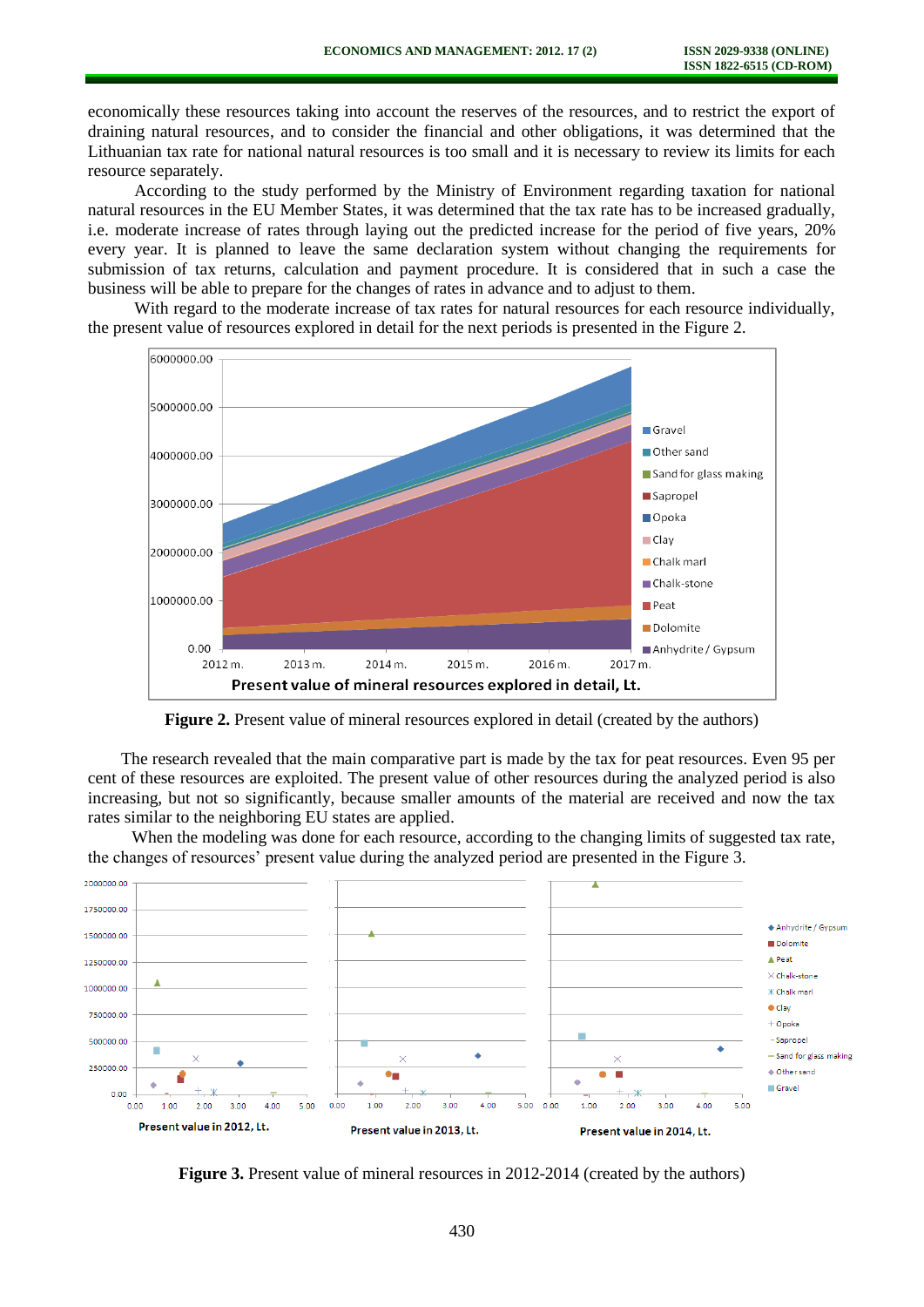economically these resources taking into account the reserves of the resources, and to restrict the export of draining natural resources, and to consider the financial and other obligations, it was determined that the Lithuanian tax rate for national natural resources is too small and it is necessary to review its limits for each resource separately.

According to the study performed by the Ministry of Environment regarding taxation for national natural resources in the EU Member States, it was determined that the tax rate has to be increased gradually, i.e. moderate increase of rates through laying out the predicted increase for the period of five years, 20% every year. It is planned to leave the same declaration system without changing the requirements for submission of tax returns, calculation and payment procedure. It is considered that in such a case the business will be able to prepare for the changes of rates in advance and to adjust to them.

With regard to the moderate increase of tax rates for natural resources for each resource individually, the present value of resources explored in detail for the next periods is presented in the Figure 2.

**Figure 2.** Present value of mineral resources explored in detail (created by the authors)

The research revealed that the main comparative part is made by the tax for peat resources. Even 95 per cent of these resources are exploited. The present value of other resources during the analyzed period is also increasing, but not so significantly, because smaller amounts of the material are received and now the tax rates similar to the neighboring EU states are applied.

When the modeling was done for each resource, according to the changing limits of suggested tax rate, the changes of resources' present value during the analyzed period are presented in the Figure 3.

**Figure 3.** Present value of mineral resources in 2012-2014 (created by the authors)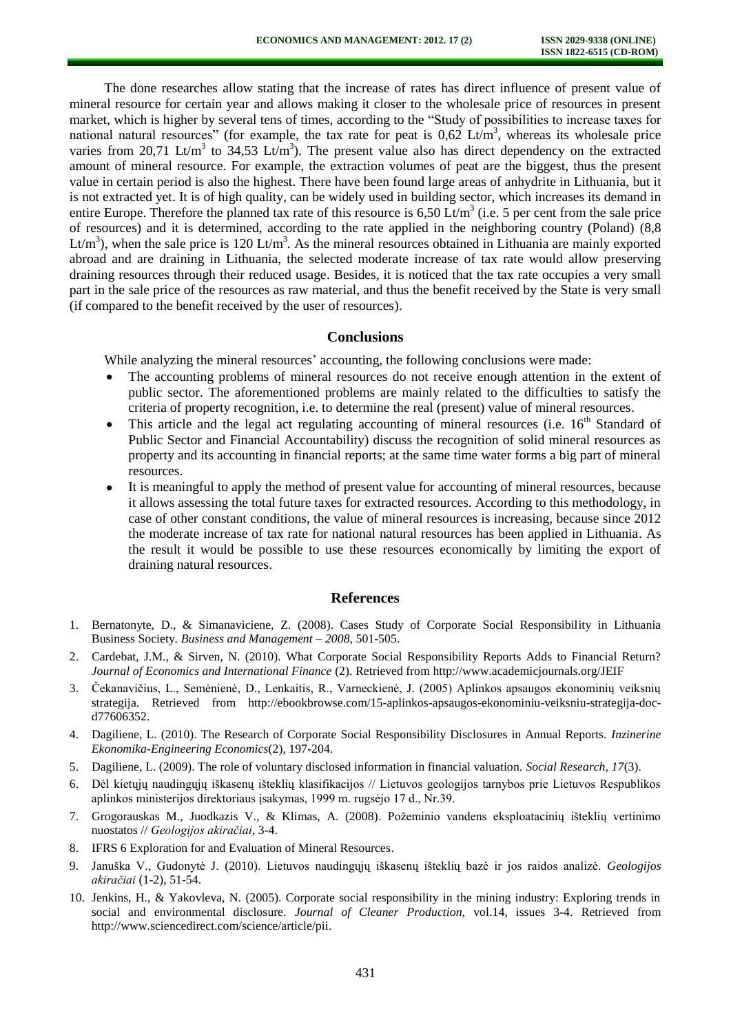The done researches allow stating that the increase of rates has direct influence of present value of mineral resource for certain year and allows making it closer to the wholesale price of resources in present market, which is higher by several tens of times, according to the "Study of possibilities to increase taxes for national natural resources" (for example, the tax rate for peat is 0,62 Lt/m$^3$, whereas its wholesale price varies from 20,71 Lt/m$^3$ to 34,53 Lt/m$^3$). The present value also has direct dependency on the extracted amount of mineral resource. For example, the extraction volumes of peat are the biggest, thus the present value in certain period is also the highest. There have been found large areas of anhydrite in Lithuania, but it is not extracted yet. It is of high quality, can be widely used in building sector, which increases its demand in entire Europe. Therefore the planned tax rate of this resource is 6,50 Lt/m$^3$ (i.e. 5 per cent from the sale price of resources) and it is determined, according to the rate applied in the neighboring country (Poland) (8,8 Lt/m$^3$), when the sale price is 120 Lt/m$^3$. As the mineral resources obtained in Lithuania are mainly exported abroad and are draining in Lithuania, the selected moderate increase of tax rate would allow preserving draining resources through their reduced usage. Besides, it is noticed that the tax rate occupies a very small part in the sale price of the resources as raw material, and thus the benefit received by the State is very small (if compared to the benefit received by the user of resources).

## Conclusions

While analyzing the mineral resources' accounting, the following conclusions were made:

- The accounting problems of mineral resources do not receive enough attention in the extent of public sector. The aforementioned problems are mainly related to the difficulties to satisfy the criteria of property recognition, i.e. to determine the real (present) value of mineral resources.
- This article and the legal act regulating accounting of mineral resources (i.e. 16$^{th}$ Standard of Public Sector and Financial Accountability) discuss the recognition of solid mineral resources as property and its accounting in financial reports; at the same time water forms a big part of mineral resources.
- It is meaningful to apply the method of present value for accounting of mineral resources, because it allows assessing the total future taxes for extracted resources. According to this methodology, in case of other constant conditions, the value of mineral resources is increasing, because since 2012 the moderate increase of tax rate for national natural resources has been applied in Lithuania. As the result it would be possible to use these resources economically by limiting the export of draining natural resources.

## References

1. Bernatonyte, D., & Simanaviciene, Z. (2008). Cases Study of Corporate Social Responsibility in Lithuania Business Society. *Business and Management – 2008*, 501-505.
2. Cardebat, J.M., & Sirven, N. (2010). What Corporate Social Responsibility Reports Adds to Financial Return? *Journal of Economics and International Finance* (2). Retrieved from http://www.academicjournals.org/JEIF
3. Čekanavičius, L., Semėnienė, D., Lenkaitis, R., Varneckienė, J. (2005) Aplinkos apsaugos ekonominių veiksnių strategija. Retrieved from http://ebookbrowse.com/15-aplinkos-apsaugos-ekonominiu-veiksniu-strategija-doc-d77606352.
4. Dagiliene, L. (2010). The Research of Corporate Social Responsibility Disclosures in Annual Reports. *Inzinerine Ekonomika-Engineering Economics*(2), 197-204.
5. Dagiliene, L. (2009). The role of voluntary disclosed information in financial valuation. *Social Research, 17*(3).
6. Dėl kietųjų naudingųjų iškasenų išteklių klasifikacijos // Lietuvos geologijos tarnybos prie Lietuvos Respublikos aplinkos ministerijos direktoriaus įsakymas, 1999 m. rugsėjo 17 d., Nr.39.
7. Grogorauskas M., Juodkazis V., & Klimas, A. (2008). Požeminio vandens eksploatacinių išteklių vertinimo nuostatos // *Geologijos akiračiai*, 3-4.
8. IFRS 6 Exploration for and Evaluation of Mineral Resources.
9. Januška V., Gudonytė J. (2010). Lietuvos naudingųjų iškasenų išteklių bazė ir jos raidos analizė. *Geologijos akiračiai* (1-2), 51-54.
10. Jenkins, H., & Yakovleva, N. (2005). Corporate social responsibility in the mining industry: Exploring trends in social and environmental disclosure. *Journal of Cleaner Production*, vol.14, issues 3-4. Retrieved from http://www.sciencedirect.com/science/article/pii.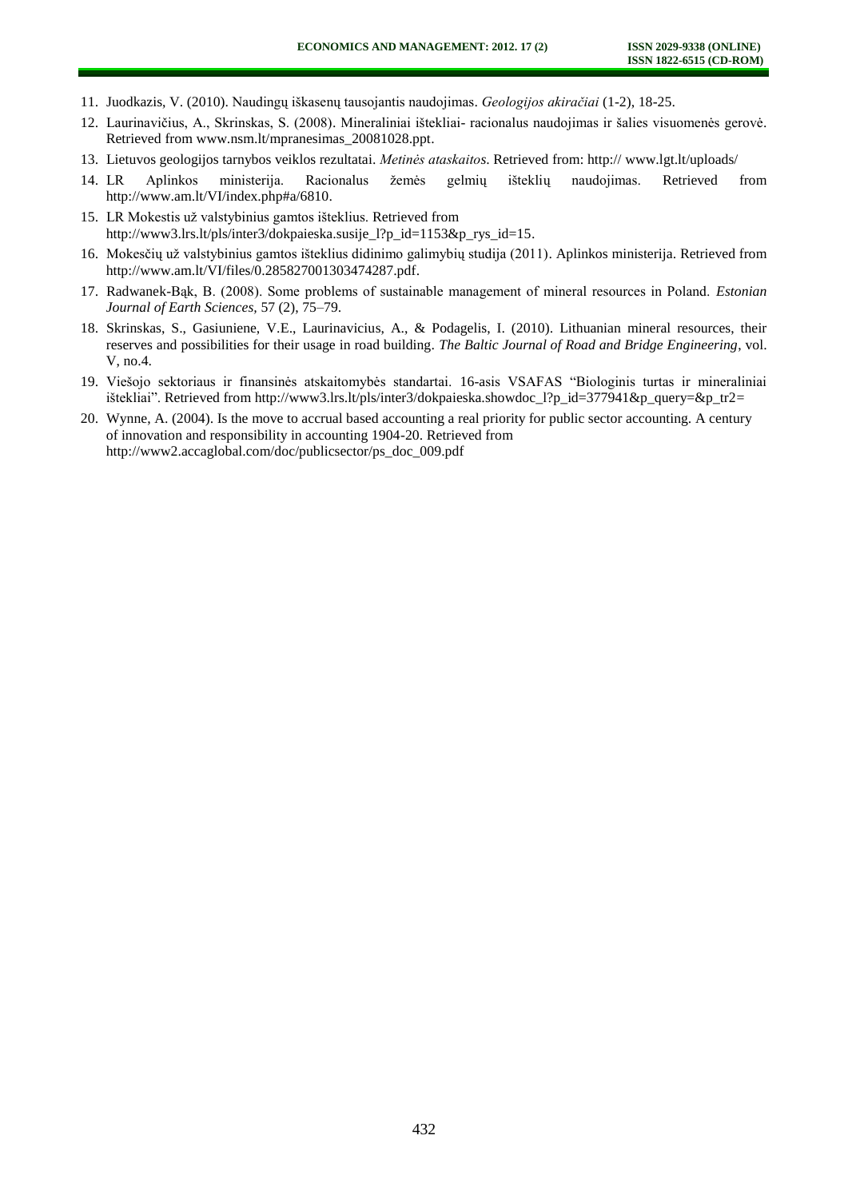11. Juodkazis, V. (2010). Naudingų iškasenų tausojantis naudojimas. *Geologijos akiračiai* (1-2), 18-25.
12. Laurinavičius, A., Skrinskas, S. (2008). Mineraliniai ištekliai- racionalus naudojimas ir šalies visuomenės gerovė. Retrieved from www.nsm.lt/mpranesimas_20081028.ppt.
13. Lietuvos geologijos tarnybos veiklos rezultatai. *Metinės ataskaitos*. Retrieved from: http:// www.lgt.lt/uploads/
14. LR Aplinkos ministerija. Racionalus žemės gelmių išteklių naudojimas. Retrieved from http://www.am.lt/VI/index.php#a/6810.
15. LR Mokestis už valstybinius gamtos išteklius. Retrieved from http://www3.lrs.lt/pls/inter3/dokpaieska.susije_l?p_id=1153&p_rys_id=15.
16. Mokesčių už valstybinius gamtos išteklius didinimo galimybių studija (2011). Aplinkos ministerija. Retrieved from http://www.am.lt/VI/files/0.285827001303474287.pdf.
17. Radwanek-Bąk, B. (2008). Some problems of sustainable management of mineral resources in Poland. *Estonian Journal of Earth Sciences*, 57 (2), 75–79.
18. Skrinskas, S., Gasiuniene, V.E., Laurinavicius, A., & Podagelis, I. (2010). Lithuanian mineral resources, their reserves and possibilities for their usage in road building. *The Baltic Journal of Road and Bridge Engineering*, vol. V, no.4.
19. Viešojo sektoriaus ir finansinės atskaitomybės standartai. 16-asis VSAFAS "Biologinis turtas ir mineraliniai ištekliai". Retrieved from http://www3.lrs.lt/pls/inter3/dokpaieska.showdoc_l?p_id=377941&p_query=&p_tr2=
20. Wynne, A. (2004). Is the move to accrual based accounting a real priority for public sector accounting. A century of innovation and responsibility in accounting 1904-20. Retrieved from http://www2.accaglobal.com/doc/publicsector/ps_doc_009.pdf